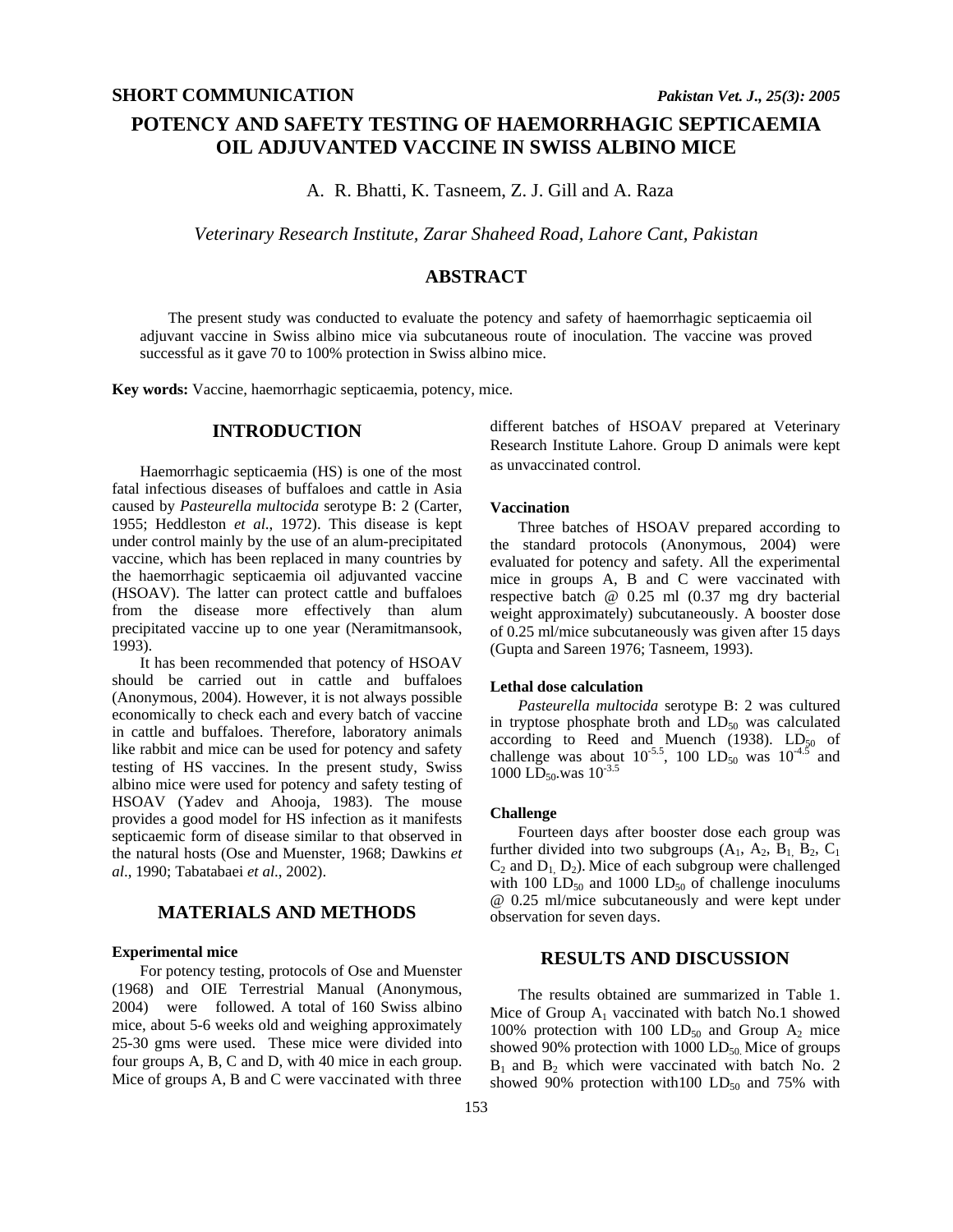SHORT COMMUNICATION

# POTENCY AND SAFETY TESTING OF HAEMORRHAGIC SEPTICAEMIA OIL ADJUVANTED VACCINE IN SWISS ALBINO MICE

A. R. Bhatti, K. Tasneem, Z. J. Gill and A. Raza

*Veterinary Research Institute, Zarar Shaheed Road, Lahore Cant, Pakistan*

## ABSTRACT

The present study was conducted to evaluate the potency and safety of haemorrhagic septicaemia oil adjuvant vaccine in Swiss albino mice via subcutaneous route of inoculation. The vaccine was proved successful as it gave 70 to 100% protection in Swiss albino mice.

**Key words:** Vaccine, haemorrhagic septicaemia, potency, mice.

## INTRODUCTION

Haemorrhagic septicaemia (HS) is one of the most fatal infectious diseases of buffaloes and cattle in Asia caused by *Pasteurella multocida* serotype B: 2 (Carter, 1955; Heddleston *et al*., 1972). This disease is kept under control mainly by the use of an alum-precipitated vaccine, which has been replaced in many countries by the haemorrhagic septicaemia oil adjuvanted vaccine (HSOAV). The latter can protect cattle and buffaloes from the disease more effectively than alum precipitated vaccine up to one year (Neramitmansook, 1993).

It has been recommended that potency of HSOAV should be carried out in cattle and buffaloes (Anonymous, 2004). However, it is not always possible economically to check each and every batch of vaccine in cattle and buffaloes. Therefore, laboratory animals like rabbit and mice can be used for potency and safety testing of HS vaccines. In the present study, Swiss albino mice were used for potency and safety testing of HSOAV (Yadev and Ahooja, 1983). The mouse provides a good model for HS infection as it manifests septicaemic form of disease similar to that observed in the natural hosts (Ose and Muenster, 1968; Dawkins *et al*., 1990; Tabatabaei *et al*., 2002).

## MATERIALS AND METHODS

### Experimental mice

For potency testing, protocols of Ose and Muenster (1968) and OIE Terrestrial Manual (Anonymous, 2004) were followed. A total of 160 Swiss albino mice, about 5-6 weeks old and weighing approximately 25-30 gms were used. These mice were divided into four groups A, B, C and D, with 40 mice in each group. Mice of groups A, B and C were vaccinated with three different batches of HSOAV prepared at Veterinary Research Institute Lahore. Group D animals were kept as unvaccinated control.

### Vaccination

Three batches of HSOAV prepared according to the standard protocols (Anonymous, 2004) were evaluated for potency and safety. All the experimental mice in groups A, B and C were vaccinated with respective batch @ 0.25 ml (0.37 mg dry bacterial weight approximately) subcutaneously. A booster dose of 0.25 ml/mice subcutaneously was given after 15 days (Gupta and Sareen 1976; Tasneem, 1993).

### Lethal dose calculation

*Pasteurella multocida* serotype B: 2 was cultured in tryptose phosphate broth and $LD_{50}$ was calculated according to Reed and Muench (1938). $LD_{50}$ of challenge was about $10^{-5.5}$, 100 $LD_{50}$ was $10^{-4.5}$ and 1000 $LD_{50}$.was $10^{-3.5}$

### Challenge

Fourteen days after booster dose each group was further divided into two subgroups ($A_1$, $A_2$, $B_1$, $B_2$, $C_1$ $C_2$ and $D_1$, $D_2$). Mice of each subgroup were challenged with 100 $LD_{50}$ and 1000 $LD_{50}$ of challenge inoculums @ 0.25 ml/mice subcutaneously and were kept under observation for seven days.

## RESULTS AND DISCUSSION

The results obtained are summarized in Table 1. Mice of Group $A_1$ vaccinated with batch No.1 showed 100% protection with 100 $LD_{50}$ and Group $A_2$ mice showed 90% protection with 1000 $LD_{50}$. Mice of groups $B_1$ and $B_2$ which were vaccinated with batch No. 2 showed 90% protection with100 $LD_{50}$ and 75% with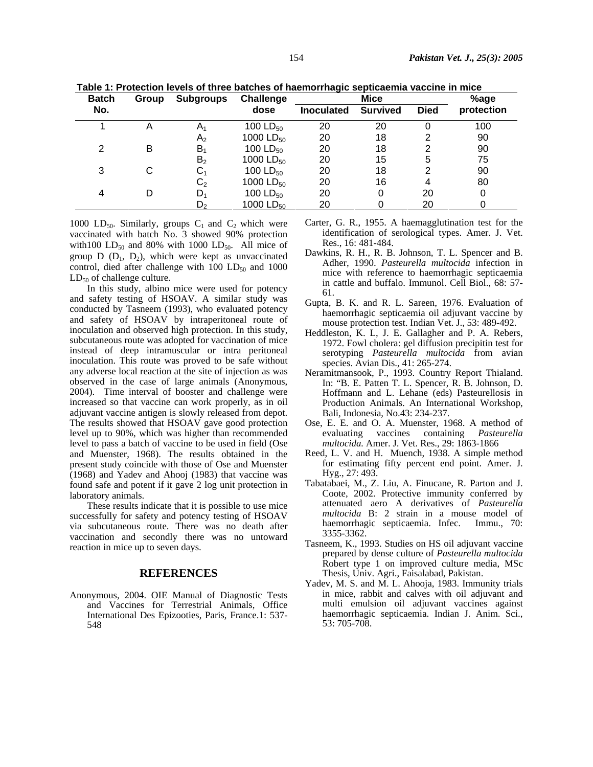**Table 1: Protection levels of three batches of haemorrhagic septicaemia vaccine in mice**

| Batch No. | Group | Subgroups | Challenge dose | Mice | | | %age protection |
|---|---|---|---|---|---|---|---|
| | | | | Inoculated | Survived | Died | |
| 1 | A | $A_1$ | 100 $LD_{50}$ | 20 | 20 | 0 | 100 |
| | | $A_2$ | 1000 $LD_{50}$ | 20 | 18 | 2 | 90 |
| 2 | B | $B_1$ | 100 $LD_{50}$ | 20 | 18 | 2 | 90 |
| | | $B_2$ | 1000 $LD_{50}$ | 20 | 15 | 5 | 75 |
| 3 | C | $C_1$ | 100 $LD_{50}$ | 20 | 18 | 2 | 90 |
| | | $C_2$ | 1000 $LD_{50}$ | 20 | 16 | 4 | 80 |
| 4 | D | $D_1$ | 100 $LD_{50}$ | 20 | 0 | 20 | 0 |
| | | $D_2$ | 1000 $LD_{50}$ | 20 | 0 | 20 | 0 |

1000 $LD_{50}$. Similarly, groups $C_1$ and $C_2$ which were vaccinated with batch No. 3 showed 90% protection with100 $LD_{50}$ and 80% with 1000 $LD_{50}$. All mice of group D ($D_1$, $D_2$), which were kept as unvaccinated control, died after challenge with 100 $LD_{50}$ and 1000 $LD_{50}$ of challenge culture.

In this study, albino mice were used for potency and safety testing of HSOAV. A similar study was conducted by Tasneem (1993), who evaluated potency and safety of HSOAV by intraperitoneal route of inoculation and observed high protection. In this study, subcutaneous route was adopted for vaccination of mice instead of deep intramuscular or intra peritoneal inoculation. This route was proved to be safe without any adverse local reaction at the site of injection as was observed in the case of large animals (Anonymous, 2004). Time interval of booster and challenge were increased so that vaccine can work properly, as in oil adjuvant vaccine antigen is slowly released from depot. The results showed that HSOAV gave good protection level up to 90%, which was higher than recommended level to pass a batch of vaccine to be used in field (Ose and Muenster, 1968). The results obtained in the present study coincide with those of Ose and Muenster (1968) and Yadev and Ahooj (1983) that vaccine was found safe and potent if it gave 2 log unit protection in laboratory animals.

These results indicate that it is possible to use mice successfully for safety and potency testing of HSOAV via subcutaneous route. There was no death after vaccination and secondly there was no untoward reaction in mice up to seven days.

## REFERENCES

Anonymous, 2004. OIE Manual of Diagnostic Tests and Vaccines for Terrestrial Animals, Office International Des Epizooties, Paris, France.1: 537-548

Carter, G. R., 1955. A haemagglutination test for the identification of serological types. Amer. J. Vet. Res., 16: 481-484.

Dawkins, R. H., R. B. Johnson, T. L. Spencer and B. Adher, 1990. *Pasteurella multocida* infection in mice with reference to haemorrhagic septicaemia in cattle and buffalo. Immunol. Cell Biol., 68: 57-61.

Gupta, B. K. and R. L. Sareen, 1976. Evaluation of haemorrhagic septicaemia oil adjuvant vaccine by mouse protection test. Indian Vet. J., 53: 489-492.

Heddleston, K. L, J. E. Gallagher and P. A. Rebers, 1972. Fowl cholera: gel diffusion precipitin test for serotyping *Pasteurella multocida* from avian species. Avian Dis., 41: 265-274.

Neramitmansook, P., 1993. Country Report Thialand. In: "B. E. Patten T. L. Spencer, R. B. Johnson, D. Hoffmann and L. Lehane (eds) Pasteurellosis in Production Animals. An International Workshop, Bali, Indonesia, No.43: 234-237.

Ose, E. E. and O. A. Muenster, 1968. A method of evaluating vaccines containing *Pasteurella multocida.* Amer. J. Vet. Res., 29: 1863-1866

Reed, L. V. and H. Muench, 1938. A simple method for estimating fifty percent end point. Amer. J. Hyg., 27: 493.

Tabatabaei, M., Z. Liu, A. Finucane, R. Parton and J. Coote, 2002. Protective immunity conferred by attenuated aero A derivatives of *Pasteurella multocida* B: 2 strain in a mouse model of haemorrhagic septicaemia. Infec. Immu., 70: 3355-3362.

Tasneem, K., 1993. Studies on HS oil adjuvant vaccine prepared by dense culture of *Pasteurella multocida* Robert type 1 on improved culture media, MSc Thesis, Univ. Agri., Faisalabad, Pakistan.

Yadev, M. S. and M. L. Ahooja, 1983. Immunity trials in mice, rabbit and calves with oil adjuvant and multi emulsion oil adjuvant vaccines against haemorrhagic septicaemia. Indian J. Anim. Sci., 53: 705-708.